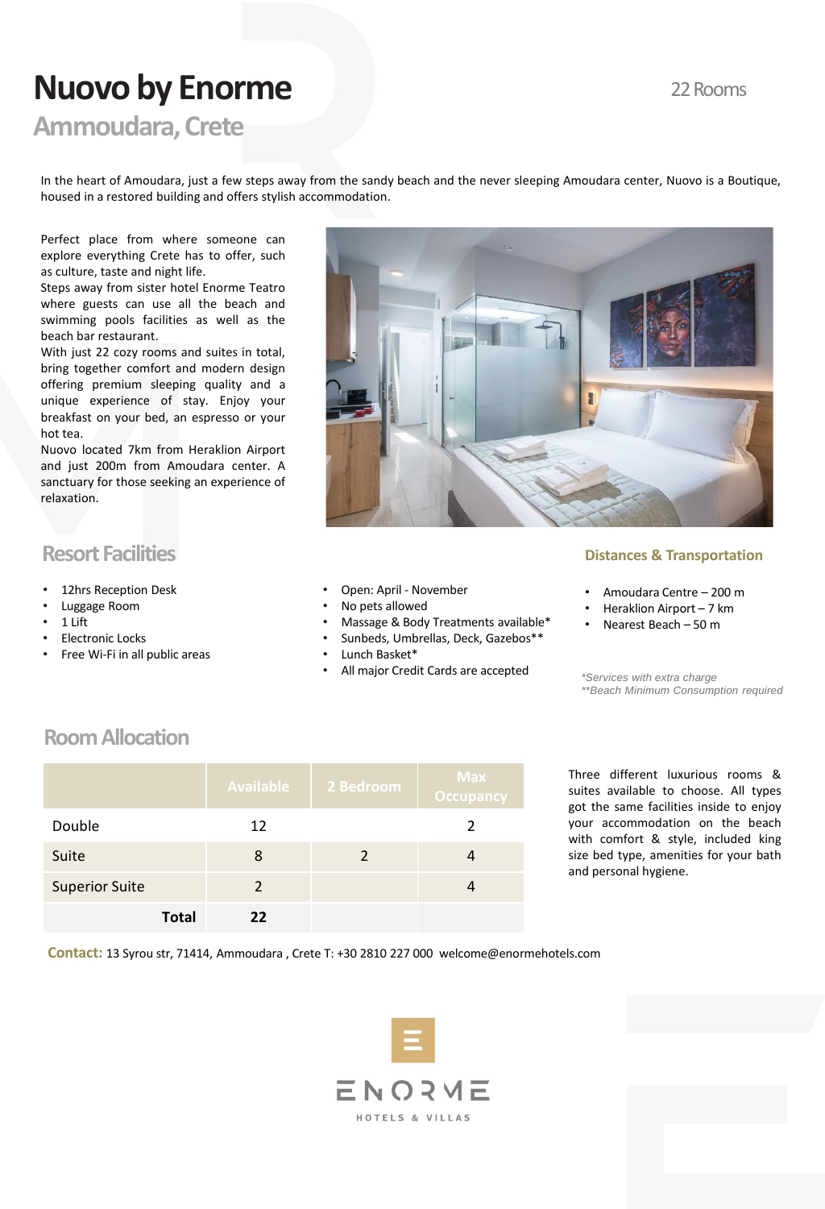# Nuovo by Enorme

22 Rooms

## Ammoudara, Crete

In the heart of Amoudara, just a few steps away from the sandy beach and the never sleeping Amoudara center, Nuovo is a Boutique, housed in a restored building and offers stylish accommodation.

Perfect place from where someone can explore everything Crete has to offer, such as culture, taste and night life.
Steps away from sister hotel Enorme Teatro where guests can use all the beach and swimming pools facilities as well as the beach bar restaurant.
With just 22 cozy rooms and suites in total, bring together comfort and modern design offering premium sleeping quality and a unique experience of stay. Enjoy your breakfast on your bed, an espresso or your hot tea.
Nuovo located 7km from Heraklion Airport and just 200m from Amoudara center. A sanctuary for those seeking an experience of relaxation.

## Resort Facilities

- 12hrs Reception Desk
- Luggage Room
- 1 Lift
- Electronic Locks
- Free Wi-Fi in all public areas

- Open: April - November
- No pets allowed
- Massage & Body Treatments available*
- Sunbeds, Umbrellas, Deck, Gazebos**
- Lunch Basket*
- All major Credit Cards are accepted

## Distances & Transportation

- Amoudara Centre – 200 m
- Heraklion Airport – 7 km
- Nearest Beach – 50 m

*\*Services with extra charge*
*\*\*Beach Minimum Consumption required*

## Room Allocation

| | Available | 2 Bedroom | Max Occupancy |
|---|---|---|---|
| Double | 12 | | 2 |
| Suite | 8 | 2 | 4 |
| Superior Suite | 2 | | 4 |
| **Total** | **22** | | |

Three different luxurious rooms & suites available to choose. All types got the same facilities inside to enjoy your accommodation on the beach with comfort & style, included king size bed type, amenities for your bath and personal hygiene.

**Contact:** 13 Syrou str, 71414, Ammoudara , Crete T: +30 2810 227 000 welcome@enormehotels.com

ENORME
HOTELS & VILLAS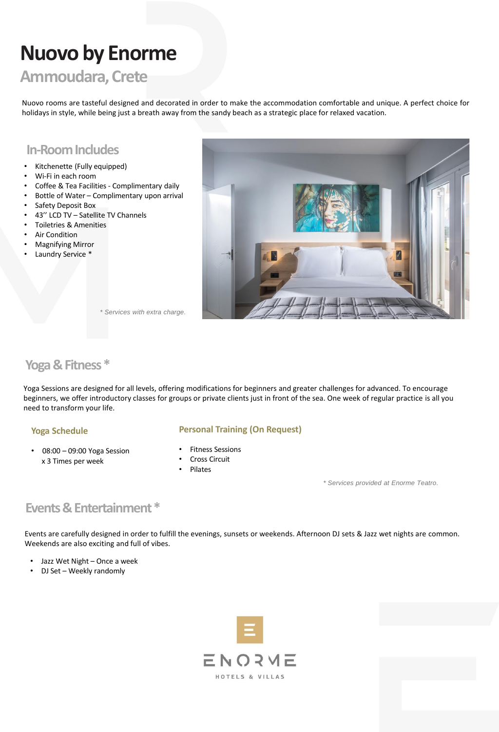# Nuovo by Enorme

## Ammoudara, Crete

Nuovo rooms are tasteful designed and decorated in order to make the accommodation comfortable and unique. A perfect choice for holidays in style, while being just a breath away from the sandy beach as a strategic place for relaxed vacation.

## In-Room Includes

- Kitchenette (Fully equipped)
- Wi-Fi in each room
- Coffee & Tea Facilities - Complimentary daily
- Bottle of Water – Complimentary upon arrival
- Safety Deposit Box
- 43'' LCD TV – Satellite TV Channels
- Toiletries & Amenities
- Air Condition
- Magnifying Mirror
- Laundry Service *

*\* Services with extra charge.*

## Yoga & Fitness *

Yoga Sessions are designed for all levels, offering modifications for beginners and greater challenges for advanced. To encourage beginners, we offer introductory classes for groups or private clients just in front of the sea. One week of regular practice is all you need to transform your life.

### Yoga Schedule

- 08:00 – 09:00 Yoga Session  
  x 3 Times per week

### Personal Training (On Request)

- Fitness Sessions
- Cross Circuit
- Pilates

*\* Services provided at Enorme Teatro.*

## Events & Entertainment *

Events are carefully designed in order to fulfill the evenings, sunsets or weekends. Afternoon DJ sets & Jazz wet nights are common. Weekends are also exciting and full of vibes.

- Jazz Wet Night – Once a week
- DJ Set – Weekly randomly

ENORME  
HOTELS & VILLAS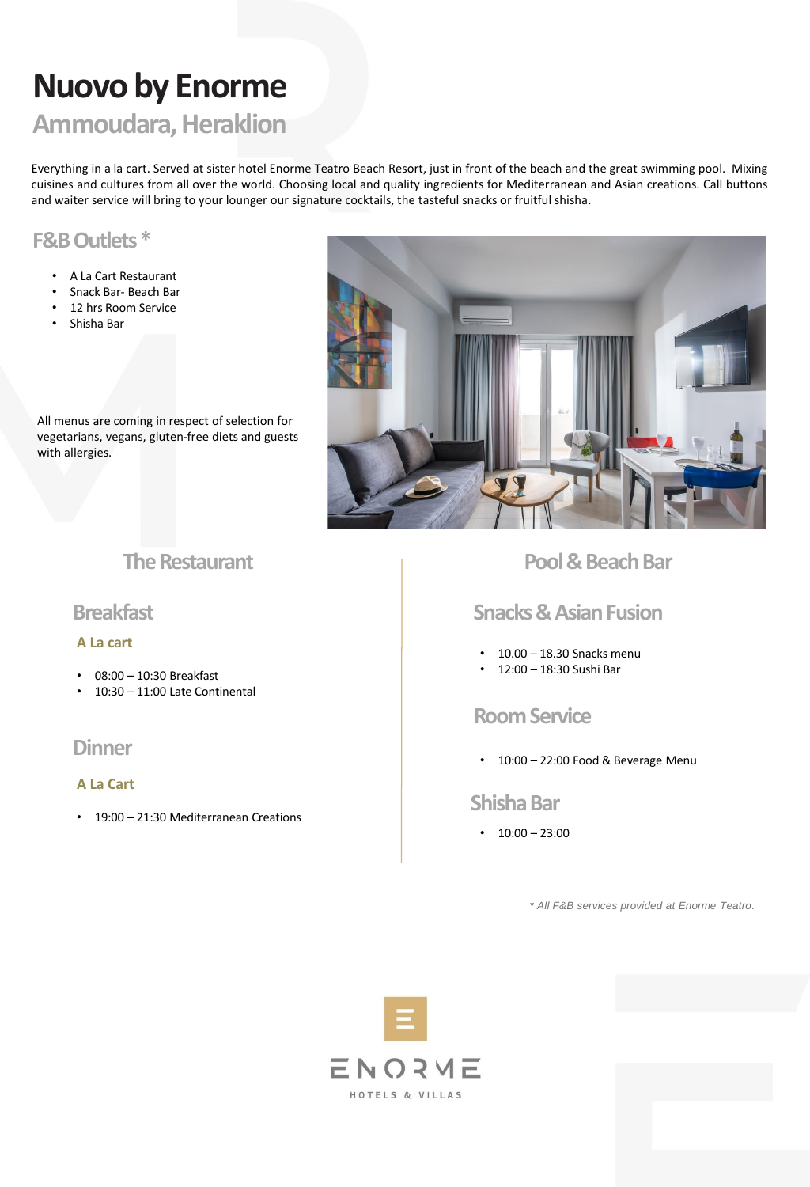# Nuovo by Enorme

## Ammoudara, Heraklion

Everything in a la cart. Served at sister hotel Enorme Teatro Beach Resort, just in front of the beach and the great swimming pool. Mixing cuisines and cultures from all over the world. Choosing local and quality ingredients for Mediterranean and Asian creations. Call buttons and waiter service will bring to your lounger our signature cocktails, the tasteful snacks or fruitful shisha.

## F&B Outlets *

- A La Cart Restaurant
- Snack Bar- Beach Bar
- 12 hrs Room Service
- Shisha Bar

All menus are coming in respect of selection for vegetarians, vegans, gluten-free diets and guests with allergies.

## The Restaurant

### Breakfast

**A La cart**

- 08:00 – 10:30 Breakfast
- 10:30 – 11:00 Late Continental

### Dinner

**A La Cart**

- 19:00 – 21:30 Mediterranean Creations

## Pool & Beach Bar

### Snacks & Asian Fusion

- 10.00 – 18.30 Snacks menu
- 12:00 – 18:30 Sushi Bar

### Room Service

- 10:00 – 22:00 Food & Beverage Menu

### Shisha Bar

- 10:00 – 23:00

*\* All F&B services provided at Enorme Teatro.*

ENORME
HOTELS & VILLAS